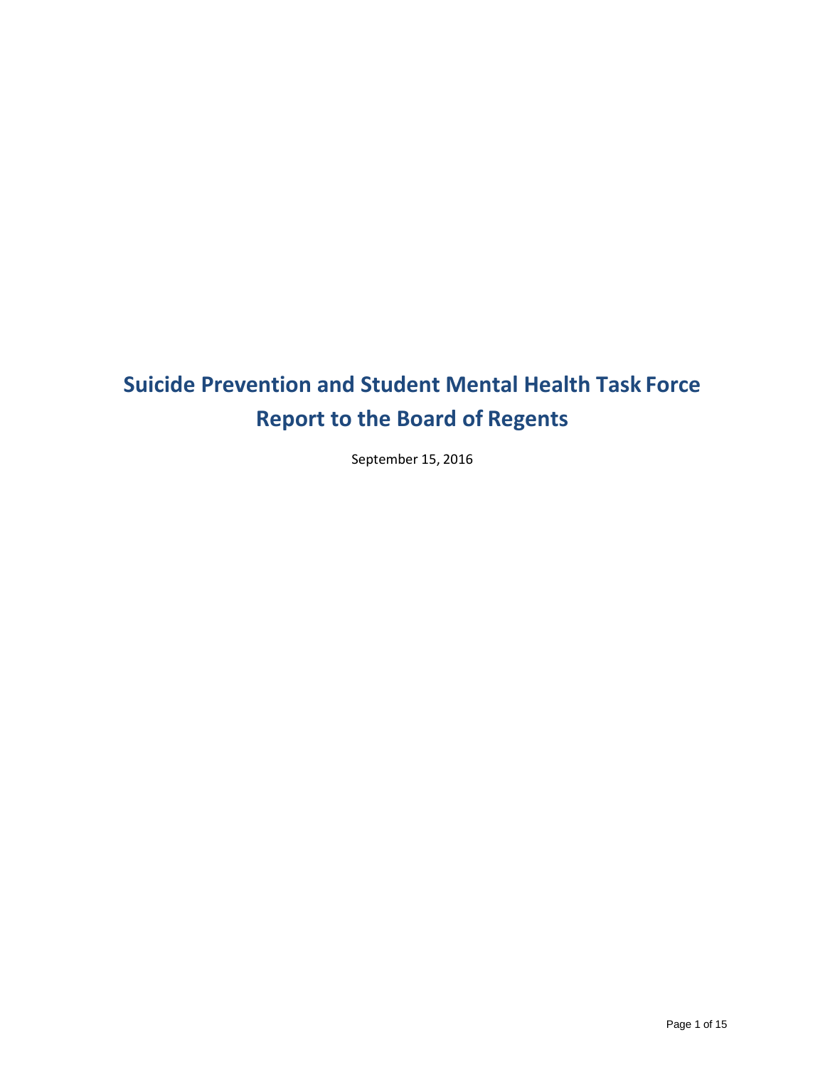# Suicide Prevention and Student Mental Health Task Force Report to the Board of Regents

September 15, 2016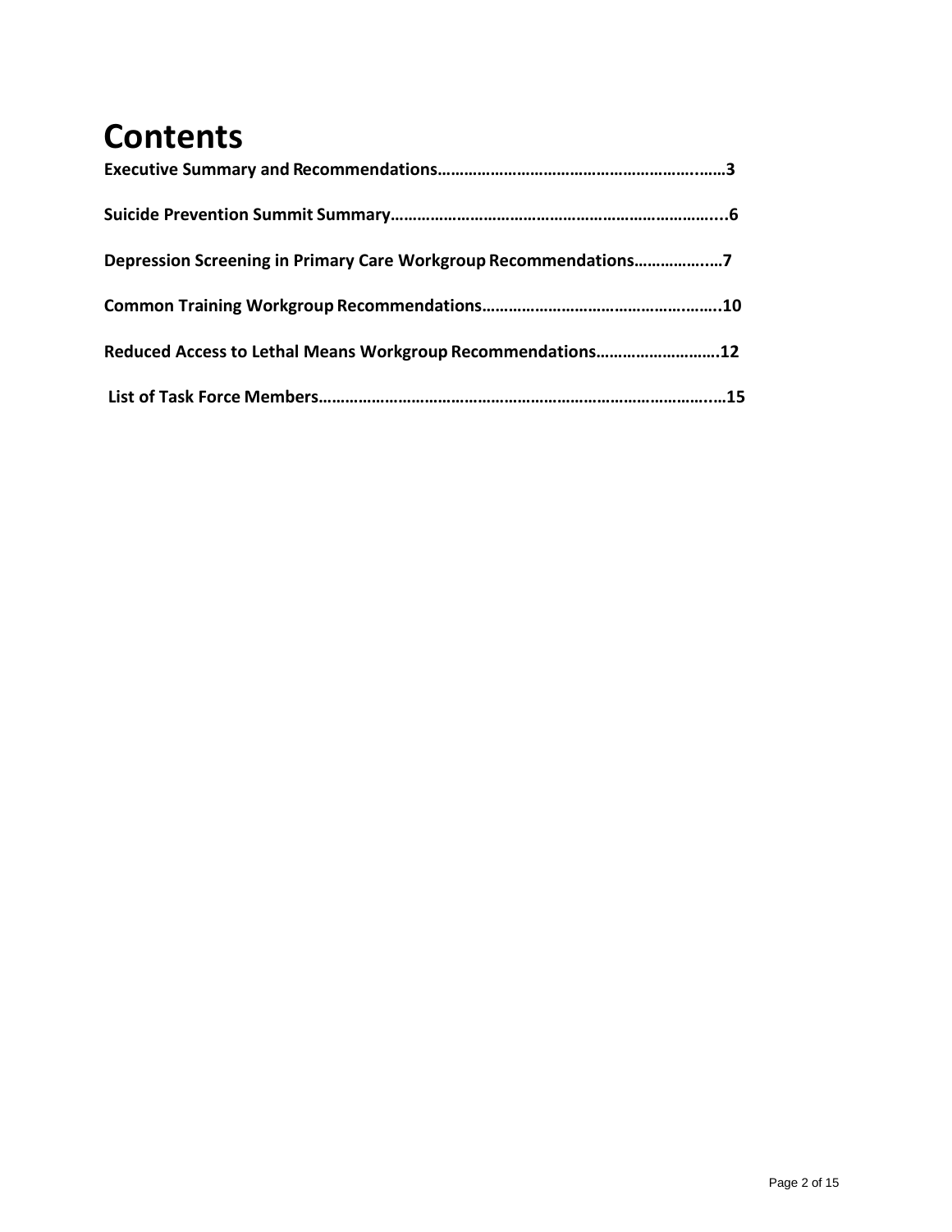# Contents

**Executive Summary and Recommendations……………………………………………………..……3**

**Suicide Prevention Summit Summary…………………………………………………………………...6**

**Depression Screening in Primary Care Workgroup Recommendations……………..…7**

**Common Training Workgroup Recommendations……………………………………….……..10**

**Reduced Access to Lethal Means Workgroup Recommendations……………………….12**

**List of Task Force Members…………………………………………………………………………..…15**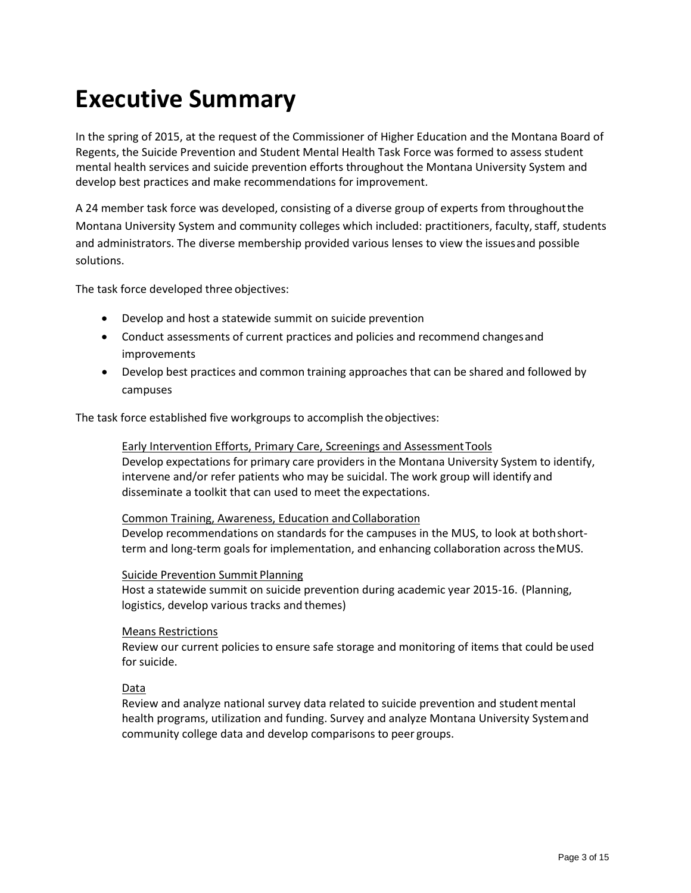# Executive Summary

In the spring of 2015, at the request of the Commissioner of Higher Education and the Montana Board of Regents, the Suicide Prevention and Student Mental Health Task Force was formed to assess student mental health services and suicide prevention efforts throughout the Montana University System and develop best practices and make recommendations for improvement.

A 24 member task force was developed, consisting of a diverse group of experts from throughout the Montana University System and community colleges which included: practitioners, faculty, staff, students and administrators. The diverse membership provided various lenses to view the issues and possible solutions.

The task force developed three objectives:

- Develop and host a statewide summit on suicide prevention
- Conduct assessments of current practices and policies and recommend changes and improvements
- Develop best practices and common training approaches that can be shared and followed by campuses

The task force established five workgroups to accomplish the objectives:

<u>Early Intervention Efforts, Primary Care, Screenings and Assessment Tools</u>
Develop expectations for primary care providers in the Montana University System to identify, intervene and/or refer patients who may be suicidal. The work group will identify and disseminate a toolkit that can used to meet the expectations.

<u>Common Training, Awareness, Education and Collaboration</u>
Develop recommendations on standards for the campuses in the MUS, to look at both short-term and long-term goals for implementation, and enhancing collaboration across the MUS.

<u>Suicide Prevention Summit Planning</u>
Host a statewide summit on suicide prevention during academic year 2015-16. (Planning, logistics, develop various tracks and themes)

<u>Means Restrictions</u>
Review our current policies to ensure safe storage and monitoring of items that could be used for suicide.

<u>Data</u>
Review and analyze national survey data related to suicide prevention and student mental health programs, utilization and funding. Survey and analyze Montana University System and community college data and develop comparisons to peer groups.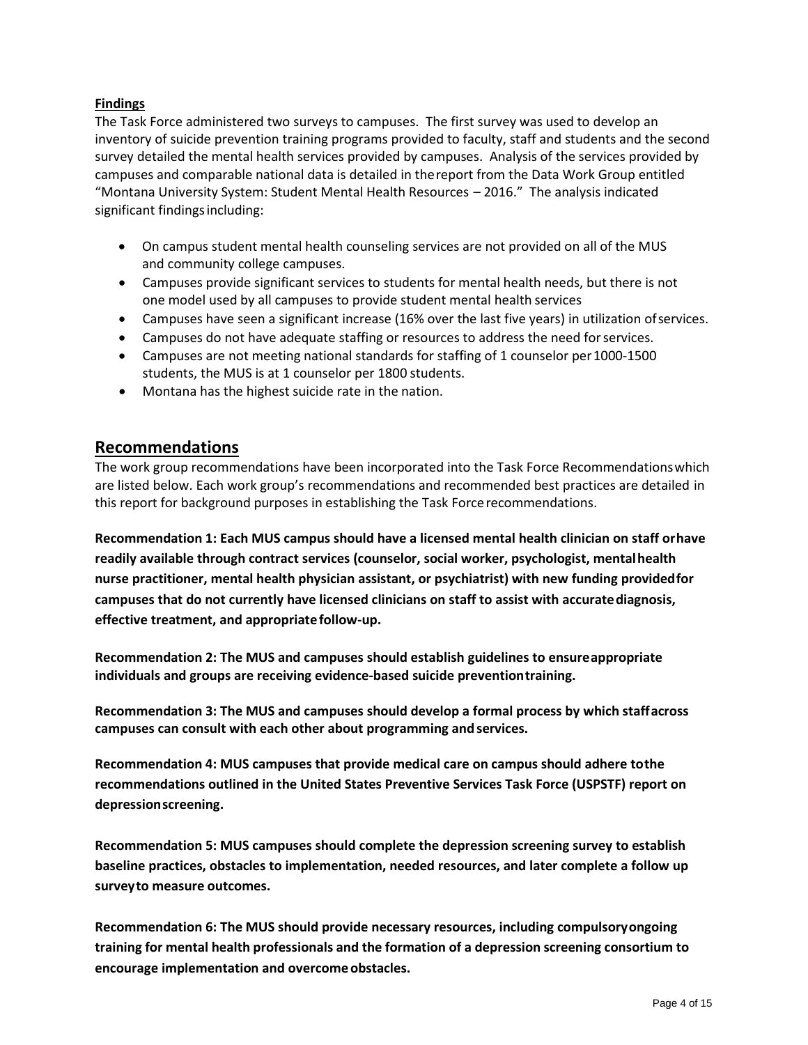**Findings**

The Task Force administered two surveys to campuses. The first survey was used to develop an inventory of suicide prevention training programs provided to faculty, staff and students and the second survey detailed the mental health services provided by campuses. Analysis of the services provided by campuses and comparable national data is detailed in the report from the Data Work Group entitled "Montana University System: Student Mental Health Resources – 2016." The analysis indicated significant findings including:

- On campus student mental health counseling services are not provided on all of the MUS and community college campuses.
- Campuses provide significant services to students for mental health needs, but there is not one model used by all campuses to provide student mental health services
- Campuses have seen a significant increase (16% over the last five years) in utilization of services.
- Campuses do not have adequate staffing or resources to address the need for services.
- Campuses are not meeting national standards for staffing of 1 counselor per 1000-1500 students, the MUS is at 1 counselor per 1800 students.
- Montana has the highest suicide rate in the nation.

## Recommendations

The work group recommendations have been incorporated into the Task Force Recommendations which are listed below. Each work group's recommendations and recommended best practices are detailed in this report for background purposes in establishing the Task Force recommendations.

**Recommendation 1: Each MUS campus should have a licensed mental health clinician on staff or have readily available through contract services (counselor, social worker, psychologist, mental health nurse practitioner, mental health physician assistant, or psychiatrist) with new funding provided for campuses that do not currently have licensed clinicians on staff to assist with accurate diagnosis, effective treatment, and appropriate follow-up.**

**Recommendation 2: The MUS and campuses should establish guidelines to ensure appropriate individuals and groups are receiving evidence-based suicide prevention training.**

**Recommendation 3: The MUS and campuses should develop a formal process by which staff across campuses can consult with each other about programming and services.**

**Recommendation 4: MUS campuses that provide medical care on campus should adhere to the recommendations outlined in the United States Preventive Services Task Force (USPSTF) report on depression screening.**

**Recommendation 5: MUS campuses should complete the depression screening survey to establish baseline practices, obstacles to implementation, needed resources, and later complete a follow up survey to measure outcomes.**

**Recommendation 6: The MUS should provide necessary resources, including compulsory ongoing training for mental health professionals and the formation of a depression screening consortium to encourage implementation and overcome obstacles.**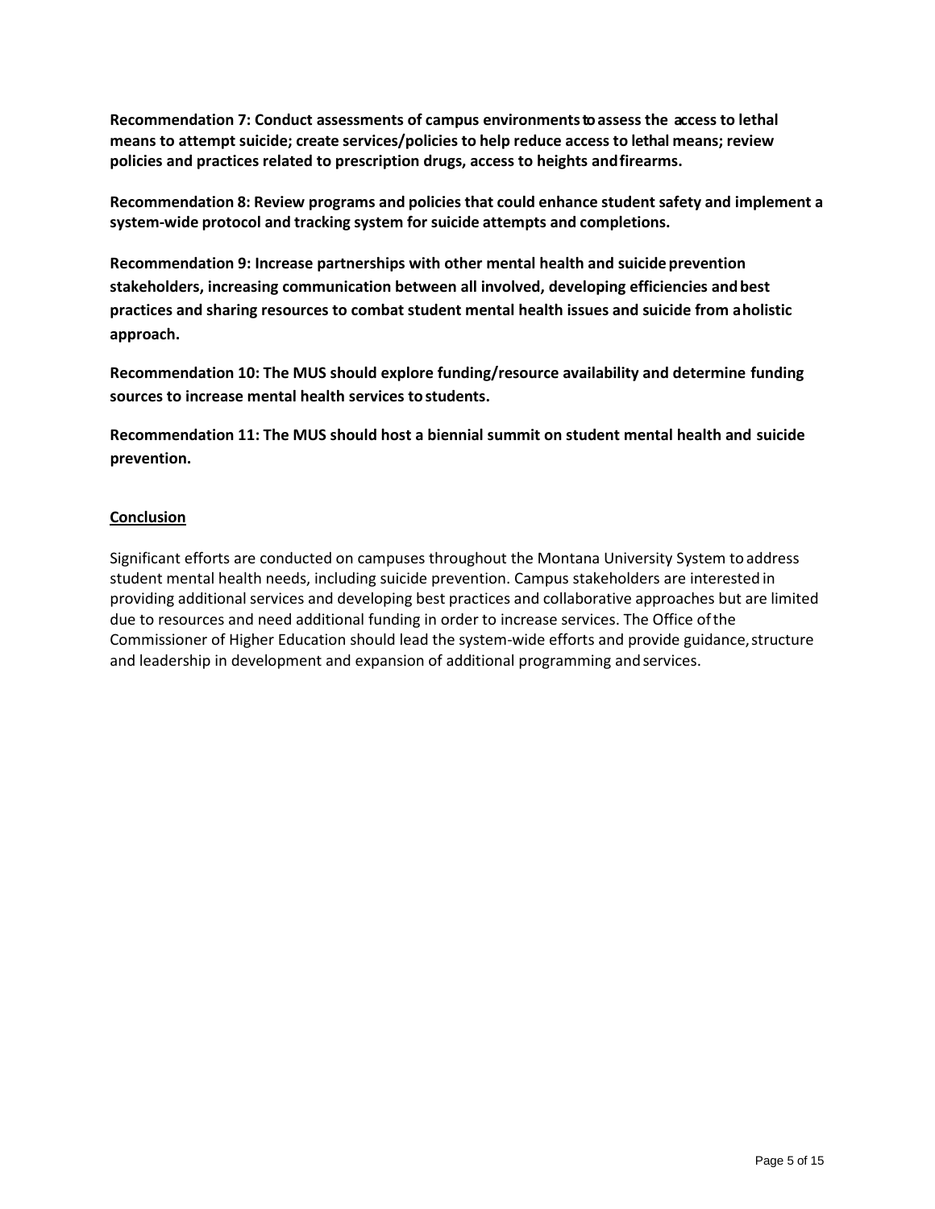**Recommendation 7: Conduct assessments of campus environments to assess the access to lethal means to attempt suicide; create services/policies to help reduce access to lethal means; review policies and practices related to prescription drugs, access to heights and firearms.**

**Recommendation 8: Review programs and policies that could enhance student safety and implement a system-wide protocol and tracking system for suicide attempts and completions.**

**Recommendation 9: Increase partnerships with other mental health and suicide prevention stakeholders, increasing communication between all involved, developing efficiencies and best practices and sharing resources to combat student mental health issues and suicide from a holistic approach.**

**Recommendation 10: The MUS should explore funding/resource availability and determine funding sources to increase mental health services to students.**

**Recommendation 11: The MUS should host a biennial summit on student mental health and suicide prevention.**

## Conclusion

Significant efforts are conducted on campuses throughout the Montana University System to address student mental health needs, including suicide prevention. Campus stakeholders are interested in providing additional services and developing best practices and collaborative approaches but are limited due to resources and need additional funding in order to increase services. The Office of the Commissioner of Higher Education should lead the system-wide efforts and provide guidance, structure and leadership in development and expansion of additional programming and services.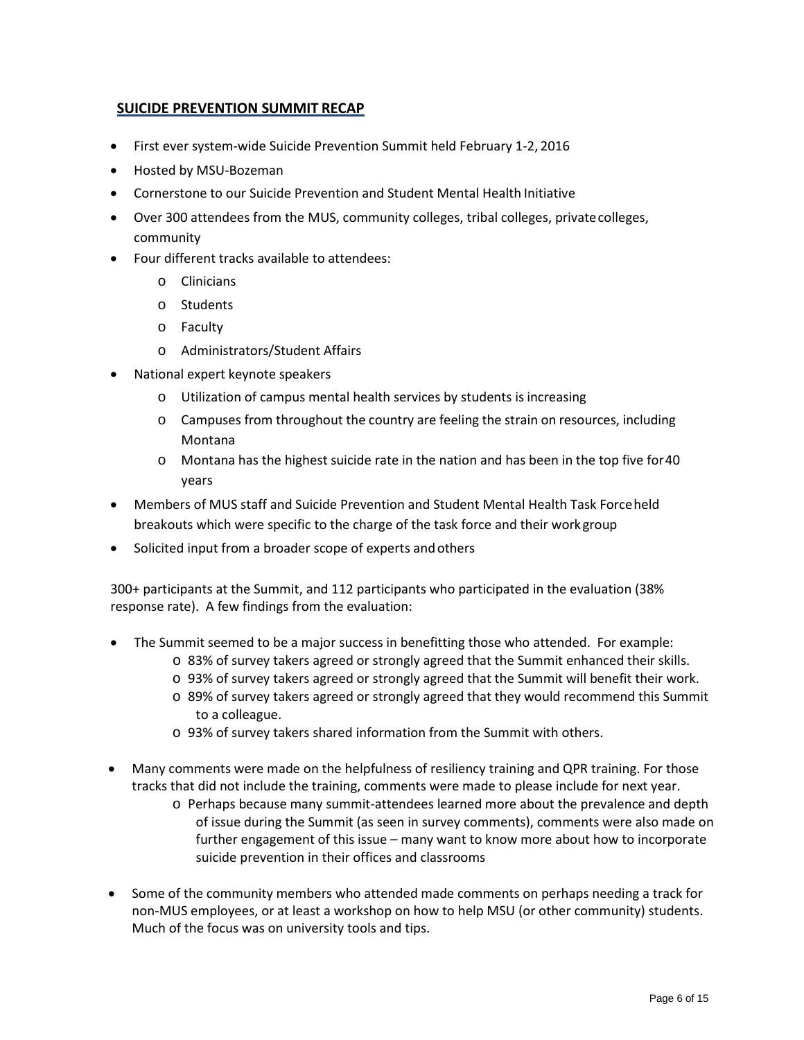## **SUICIDE PREVENTION SUMMIT RECAP**

- First ever system-wide Suicide Prevention Summit held February 1-2, 2016
- Hosted by MSU-Bozeman
- Cornerstone to our Suicide Prevention and Student Mental Health Initiative
- Over 300 attendees from the MUS, community colleges, tribal colleges, private colleges, community
- Four different tracks available to attendees:
  - Clinicians
  - Students
  - Faculty
  - Administrators/Student Affairs
- National expert keynote speakers
  - Utilization of campus mental health services by students is increasing
  - Campuses from throughout the country are feeling the strain on resources, including Montana
  - Montana has the highest suicide rate in the nation and has been in the top five for 40 years
- Members of MUS staff and Suicide Prevention and Student Mental Health Task Force held breakouts which were specific to the charge of the task force and their work group
- Solicited input from a broader scope of experts and others

300+ participants at the Summit, and 112 participants who participated in the evaluation (38% response rate). A few findings from the evaluation:

- The Summit seemed to be a major success in benefitting those who attended. For example:
  - 83% of survey takers agreed or strongly agreed that the Summit enhanced their skills.
  - 93% of survey takers agreed or strongly agreed that the Summit will benefit their work.
  - 89% of survey takers agreed or strongly agreed that they would recommend this Summit to a colleague.
  - 93% of survey takers shared information from the Summit with others.
- Many comments were made on the helpfulness of resiliency training and QPR training. For those tracks that did not include the training, comments were made to please include for next year.
  - Perhaps because many summit-attendees learned more about the prevalence and depth of issue during the Summit (as seen in survey comments), comments were also made on further engagement of this issue – many want to know more about how to incorporate suicide prevention in their offices and classrooms
- Some of the community members who attended made comments on perhaps needing a track for non-MUS employees, or at least a workshop on how to help MSU (or other community) students. Much of the focus was on university tools and tips.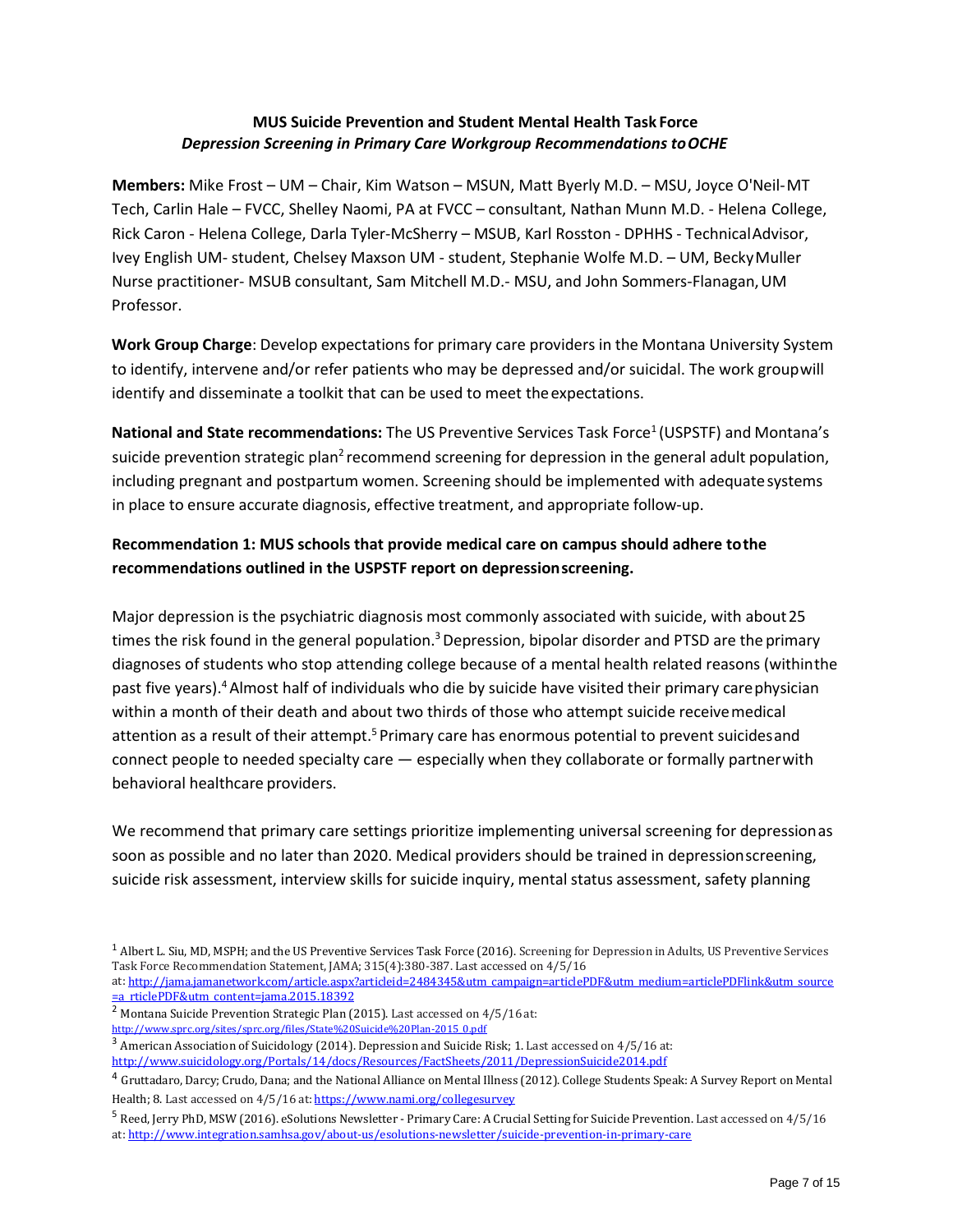**MUS Suicide Prevention and Student Mental Health Task Force**
***Depression Screening in Primary Care Workgroup Recommendations to OCHE***

**Members:** Mike Frost – UM – Chair, Kim Watson – MSUN, Matt Byerly M.D. – MSU, Joyce O'Neil-MT Tech, Carlin Hale – FVCC, Shelley Naomi, PA at FVCC – consultant, Nathan Munn M.D. - Helena College, Rick Caron - Helena College, Darla Tyler-McSherry – MSUB, Karl Rosston - DPHHS - Technical Advisor, Ivey English UM- student, Chelsey Maxson UM - student, Stephanie Wolfe M.D. – UM, Becky Muller Nurse practitioner- MSUB consultant, Sam Mitchell M.D.- MSU, and John Sommers-Flanagan, UM Professor.

**Work Group Charge**: Develop expectations for primary care providers in the Montana University System to identify, intervene and/or refer patients who may be depressed and/or suicidal. The work group will identify and disseminate a toolkit that can be used to meet the expectations.

**National and State recommendations:** The US Preventive Services Task Force[1] (USPSTF) and Montana's suicide prevention strategic plan[2] recommend screening for depression in the general adult population, including pregnant and postpartum women. Screening should be implemented with adequate systems in place to ensure accurate diagnosis, effective treatment, and appropriate follow-up.

**Recommendation 1: MUS schools that provide medical care on campus should adhere to the recommendations outlined in the USPSTF report on depression screening.**

Major depression is the psychiatric diagnosis most commonly associated with suicide, with about 25 times the risk found in the general population.[3] Depression, bipolar disorder and PTSD are the primary diagnoses of students who stop attending college because of a mental health related reasons (within the past five years).[4] Almost half of individuals who die by suicide have visited their primary care physician within a month of their death and about two thirds of those who attempt suicide receive medical attention as a result of their attempt.[5] Primary care has enormous potential to prevent suicides and connect people to needed specialty care — especially when they collaborate or formally partner with behavioral healthcare providers.

We recommend that primary care settings prioritize implementing universal screening for depression as soon as possible and no later than 2020. Medical providers should be trained in depression screening, suicide risk assessment, interview skills for suicide inquiry, mental status assessment, safety planning

---

[1] Albert L. Siu, MD, MSPH; and the US Preventive Services Task Force (2016). Screening for Depression in Adults, US Preventive Services Task Force Recommendation Statement, JAMA; 315(4):380-387. Last accessed on 4/5/16 at: http://jama.jamanetwork.com/article.aspx?articleid=2484345&utm_campaign=articlePDF&utm_medium=articlePDFlink&utm_source=a_rticlePDF&utm_content=jama.2015.18392

[2] Montana Suicide Prevention Strategic Plan (2015). Last accessed on 4/5/16 at: http://www.sprc.org/sites/sprc.org/files/State%20Suicide%20Plan-2015_0.pdf

[3] American Association of Suicidology (2014). Depression and Suicide Risk; 1. Last accessed on 4/5/16 at: http://www.suicidology.org/Portals/14/docs/Resources/FactSheets/2011/DepressionSuicide2014.pdf

[4] Gruttadaro, Darcy; Crudo, Dana; and the National Alliance on Mental Illness (2012). College Students Speak: A Survey Report on Mental Health; 8. Last accessed on 4/5/16 at: https://www.nami.org/collegesurvey

[5] Reed, Jerry PhD, MSW (2016). eSolutions Newsletter - Primary Care: A Crucial Setting for Suicide Prevention. Last accessed on 4/5/16 at: http://www.integration.samhsa.gov/about-us/esolutions-newsletter/suicide-prevention-in-primary-care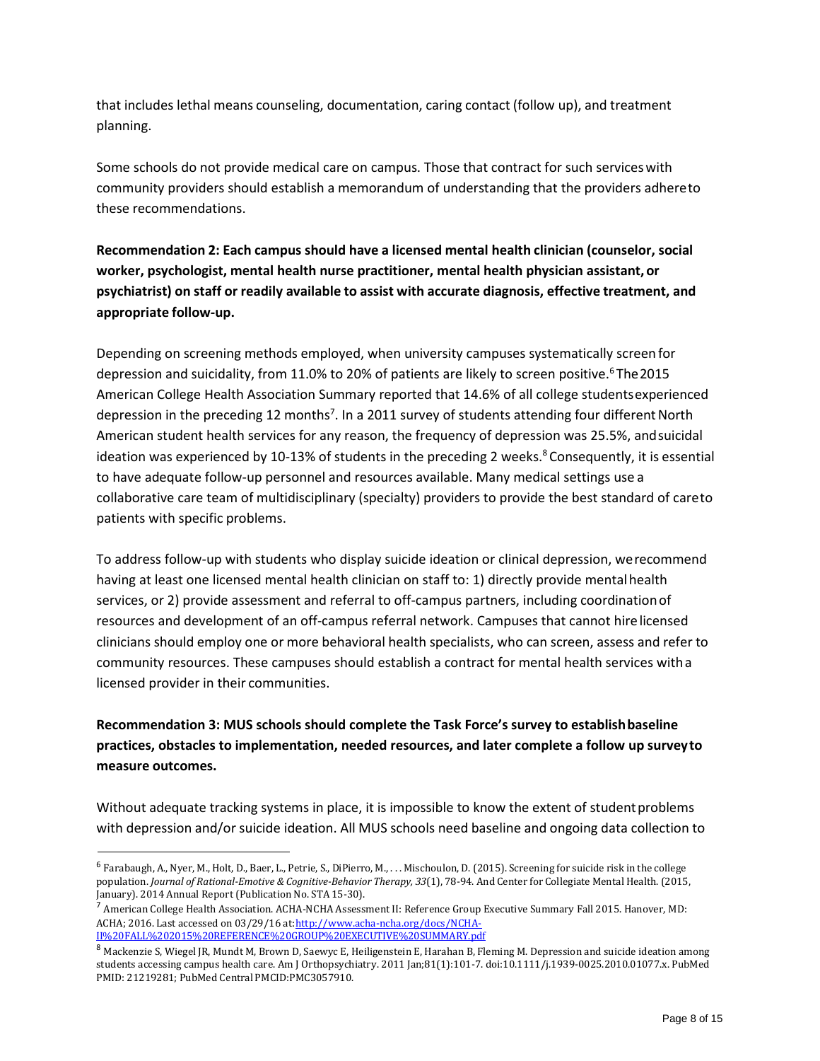that includes lethal means counseling, documentation, caring contact (follow up), and treatment planning.

Some schools do not provide medical care on campus. Those that contract for such services with community providers should establish a memorandum of understanding that the providers adhere to these recommendations.

**Recommendation 2: Each campus should have a licensed mental health clinician (counselor, social worker, psychologist, mental health nurse practitioner, mental health physician assistant, or psychiatrist) on staff or readily available to assist with accurate diagnosis, effective treatment, and appropriate follow-up.**

Depending on screening methods employed, when university campuses systematically screen for depression and suicidality, from 11.0% to 20% of patients are likely to screen positive.[6] The 2015 American College Health Association Summary reported that 14.6% of all college students experienced depression in the preceding 12 months[7]. In a 2011 survey of students attending four different North American student health services for any reason, the frequency of depression was 25.5%, and suicidal ideation was experienced by 10-13% of students in the preceding 2 weeks.[8] Consequently, it is essential to have adequate follow-up personnel and resources available. Many medical settings use a collaborative care team of multidisciplinary (specialty) providers to provide the best standard of care to patients with specific problems.

To address follow-up with students who display suicide ideation or clinical depression, we recommend having at least one licensed mental health clinician on staff to: 1) directly provide mental health services, or 2) provide assessment and referral to off-campus partners, including coordination of resources and development of an off-campus referral network. Campuses that cannot hire licensed clinicians should employ one or more behavioral health specialists, who can screen, assess and refer to community resources. These campuses should establish a contract for mental health services with a licensed provider in their communities.

**Recommendation 3: MUS schools should complete the Task Force's survey to establish baseline practices, obstacles to implementation, needed resources, and later complete a follow up survey to measure outcomes.**

Without adequate tracking systems in place, it is impossible to know the extent of student problems with depression and/or suicide ideation. All MUS schools need baseline and ongoing data collection to

---

[6] Farabaugh, A., Nyer, M., Holt, D., Baer, L., Petrie, S., DiPierro, M., . . . Mischoulon, D. (2015). Screening for suicide risk in the college population. *Journal of Rational-Emotive & Cognitive-Behavior Therapy, 33*(1), 78-94. And Center for Collegiate Mental Health. (2015, January). 2014 Annual Report (Publication No. STA 15-30).

[7] American College Health Association. ACHA-NCHA Assessment II: Reference Group Executive Summary Fall 2015. Hanover, MD: ACHA; 2016. Last accessed on 03/29/16 at: http://www.acha-ncha.org/docs/NCHA-II%20FALL%202015%20REFERENCE%20GROUP%20EXECUTIVE%20SUMMARY.pdf

[8] Mackenzie S, Wiegel JR, Mundt M, Brown D, Saewyc E, Heiligenstein E, Harahan B, Fleming M. Depression and suicide ideation among students accessing campus health care. Am J Orthopsychiatry. 2011 Jan;81(1):101-7. doi:10.1111/j.1939-0025.2010.01077.x. PubMed PMID: 21219281; PubMed Central PMCID:PMC3057910.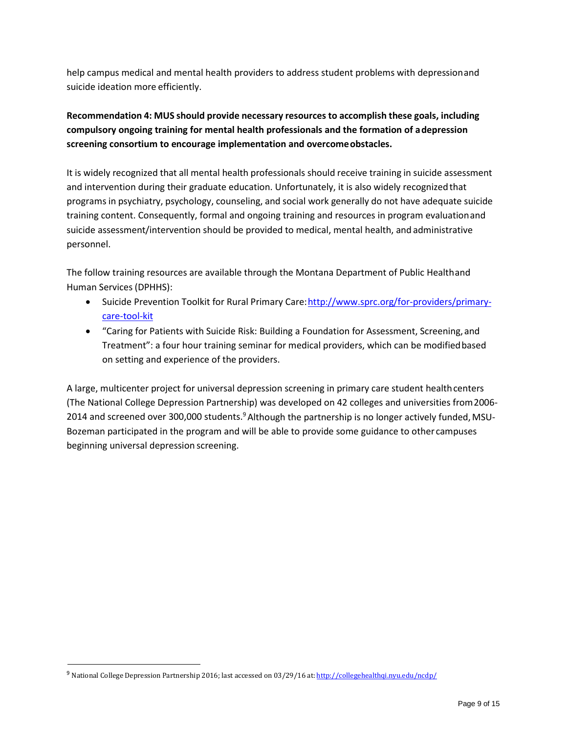help campus medical and mental health providers to address student problems with depression and suicide ideation more efficiently.

**Recommendation 4: MUS should provide necessary resources to accomplish these goals, including compulsory ongoing training for mental health professionals and the formation of a depression screening consortium to encourage implementation and overcome obstacles.**

It is widely recognized that all mental health professionals should receive training in suicide assessment and intervention during their graduate education. Unfortunately, it is also widely recognized that programs in psychiatry, psychology, counseling, and social work generally do not have adequate suicide training content. Consequently, formal and ongoing training and resources in program evaluation and suicide assessment/intervention should be provided to medical, mental health, and administrative personnel.

The follow training resources are available through the Montana Department of Public Health and Human Services (DPHHS):

- Suicide Prevention Toolkit for Rural Primary Care: http://www.sprc.org/for-providers/primary-care-tool-kit
- "Caring for Patients with Suicide Risk: Building a Foundation for Assessment, Screening, and Treatment": a four hour training seminar for medical providers, which can be modified based on setting and experience of the providers.

A large, multicenter project for universal depression screening in primary care student health centers (The National College Depression Partnership) was developed on 42 colleges and universities from 2006-2014 and screened over 300,000 students.[9] Although the partnership is no longer actively funded, MSU-Bozeman participated in the program and will be able to provide some guidance to other campuses beginning universal depression screening.

---

[9] National College Depression Partnership 2016; last accessed on 03/29/16 at: http://collegehealthqi.nyu.edu/ncdp/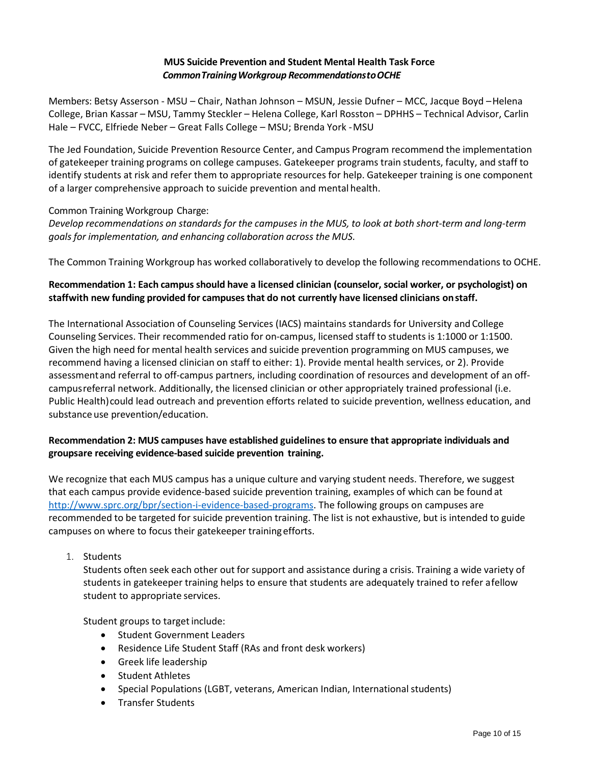**MUS Suicide Prevention and Student Mental Health Task Force**
***Common Training Workgroup Recommendations to OCHE***

Members: Betsy Asserson - MSU – Chair, Nathan Johnson – MSUN, Jessie Dufner – MCC, Jacque Boyd – Helena College, Brian Kassar – MSU, Tammy Steckler – Helena College, Karl Rosston – DPHHS – Technical Advisor, Carlin Hale – FVCC, Elfriede Neber – Great Falls College – MSU; Brenda York - MSU

The Jed Foundation, Suicide Prevention Resource Center, and Campus Program recommend the implementation of gatekeeper training programs on college campuses. Gatekeeper programs train students, faculty, and staff to identify students at risk and refer them to appropriate resources for help. Gatekeeper training is one component of a larger comprehensive approach to suicide prevention and mental health.

Common Training Workgroup Charge:
*Develop recommendations on standards for the campuses in the MUS, to look at both short-term and long-term goals for implementation, and enhancing collaboration across the MUS.*

The Common Training Workgroup has worked collaboratively to develop the following recommendations to OCHE.

**Recommendation 1: Each campus should have a licensed clinician (counselor, social worker, or psychologist) on staffwith new funding provided for campuses that do not currently have licensed clinicians on staff.**

The International Association of Counseling Services (IACS) maintains standards for University and College Counseling Services. Their recommended ratio for on-campus, licensed staff to students is 1:1000 or 1:1500. Given the high need for mental health services and suicide prevention programming on MUS campuses, we recommend having a licensed clinician on staff to either: 1). Provide mental health services, or 2). Provide assessment and referral to off-campus partners, including coordination of resources and development of an off-campus referral network. Additionally, the licensed clinician or other appropriately trained professional (i.e. Public Health) could lead outreach and prevention efforts related to suicide prevention, wellness education, and substance use prevention/education.

**Recommendation 2: MUS campuses have established guidelines to ensure that appropriate individuals and groupsare receiving evidence-based suicide prevention training.**

We recognize that each MUS campus has a unique culture and varying student needs. Therefore, we suggest that each campus provide evidence-based suicide prevention training, examples of which can be found at http://www.sprc.org/bpr/section-i-evidence-based-programs. The following groups on campuses are recommended to be targeted for suicide prevention training. The list is not exhaustive, but is intended to guide campuses on where to focus their gatekeeper training efforts.

1. Students
   Students often seek each other out for support and assistance during a crisis. Training a wide variety of students in gatekeeper training helps to ensure that students are adequately trained to refer a fellow student to appropriate services.

   Student groups to target include:
   - Student Government Leaders
   - Residence Life Student Staff (RAs and front desk workers)
   - Greek life leadership
   - Student Athletes
   - Special Populations (LGBT, veterans, American Indian, International students)
   - Transfer Students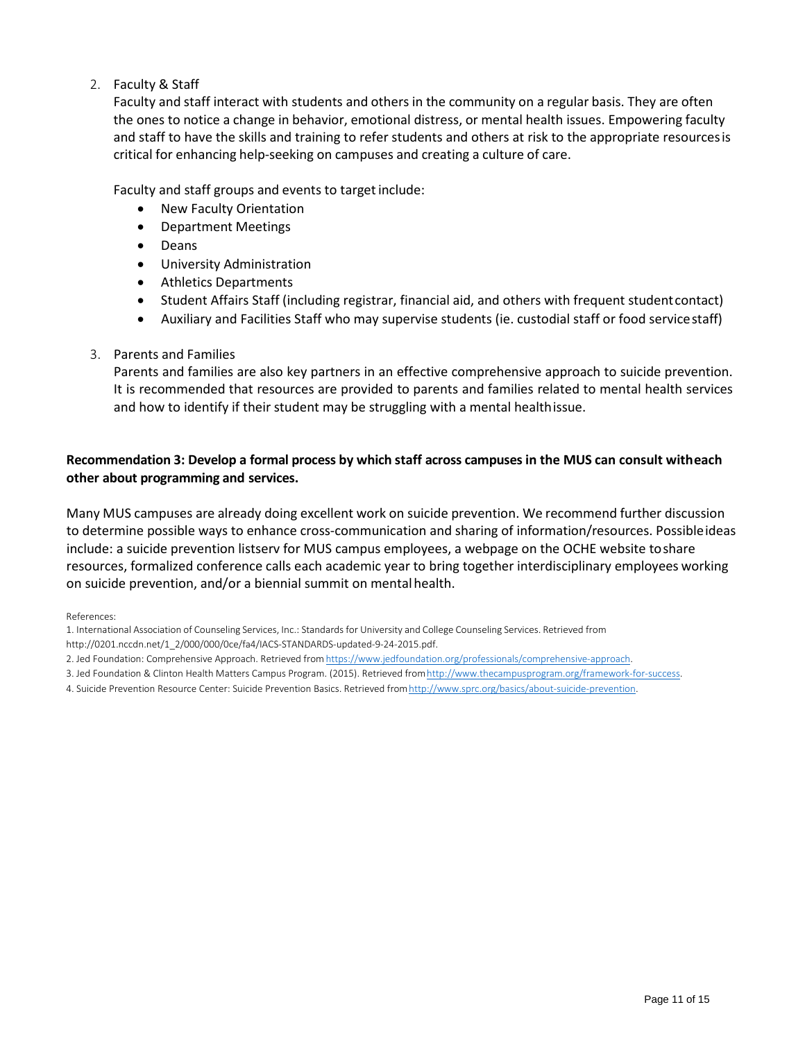2. Faculty & Staff

   Faculty and staff interact with students and others in the community on a regular basis. They are often the ones to notice a change in behavior, emotional distress, or mental health issues. Empowering faculty and staff to have the skills and training to refer students and others at risk to the appropriate resources is critical for enhancing help-seeking on campuses and creating a culture of care.

   Faculty and staff groups and events to target include:

   - New Faculty Orientation
   - Department Meetings
   - Deans
   - University Administration
   - Athletics Departments
   - Student Affairs Staff (including registrar, financial aid, and others with frequent student contact)
   - Auxiliary and Facilities Staff who may supervise students (ie. custodial staff or food service staff)

3. Parents and Families

   Parents and families are also key partners in an effective comprehensive approach to suicide prevention. It is recommended that resources are provided to parents and families related to mental health services and how to identify if their student may be struggling with a mental health issue.

**Recommendation 3: Develop a formal process by which staff across campuses in the MUS can consult with each other about programming and services.**

Many MUS campuses are already doing excellent work on suicide prevention. We recommend further discussion to determine possible ways to enhance cross-communication and sharing of information/resources. Possible ideas include: a suicide prevention listserv for MUS campus employees, a webpage on the OCHE website to share resources, formalized conference calls each academic year to bring together interdisciplinary employees working on suicide prevention, and/or a biennial summit on mental health.

References:

1. International Association of Counseling Services, Inc.: Standards for University and College Counseling Services. Retrieved from http://0201.nccdn.net/1_2/000/000/0ce/fa4/IACS-STANDARDS-updated-9-24-2015.pdf.
2. Jed Foundation: Comprehensive Approach. Retrieved from https://www.jedfoundation.org/professionals/comprehensive-approach.
3. Jed Foundation & Clinton Health Matters Campus Program. (2015). Retrieved from http://www.thecampusprogram.org/framework-for-success.
4. Suicide Prevention Resource Center: Suicide Prevention Basics. Retrieved from http://www.sprc.org/basics/about-suicide-prevention.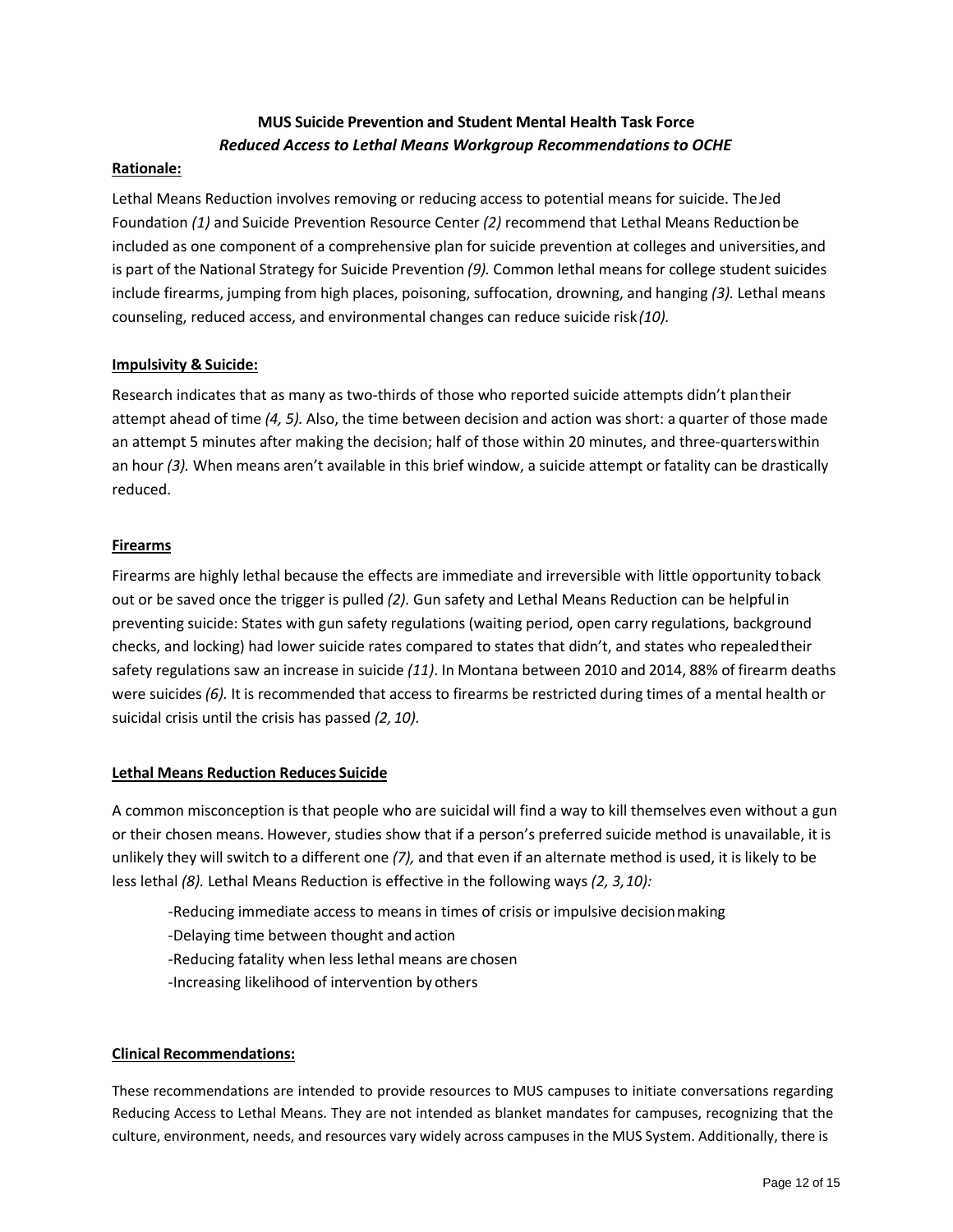**MUS Suicide Prevention and Student Mental Health Task Force**
***Reduced Access to Lethal Means Workgroup Recommendations to OCHE***

**Rationale:**

Lethal Means Reduction involves removing or reducing access to potential means for suicide. The Jed Foundation *(1)* and Suicide Prevention Resource Center *(2)* recommend that Lethal Means Reduction be included as one component of a comprehensive plan for suicide prevention at colleges and universities, and is part of the National Strategy for Suicide Prevention *(9).* Common lethal means for college student suicides include firearms, jumping from high places, poisoning, suffocation, drowning, and hanging *(3).* Lethal means counseling, reduced access, and environmental changes can reduce suicide risk *(10).*

**Impulsivity & Suicide:**

Research indicates that as many as two-thirds of those who reported suicide attempts didn't plan their attempt ahead of time *(4, 5).* Also, the time between decision and action was short: a quarter of those made an attempt 5 minutes after making the decision; half of those within 20 minutes, and three-quarters within an hour *(3).* When means aren't available in this brief window, a suicide attempt or fatality can be drastically reduced.

**Firearms**

Firearms are highly lethal because the effects are immediate and irreversible with little opportunity to back out or be saved once the trigger is pulled *(2).* Gun safety and Lethal Means Reduction can be helpful in preventing suicide: States with gun safety regulations (waiting period, open carry regulations, background checks, and locking) had lower suicide rates compared to states that didn't, and states who repealed their safety regulations saw an increase in suicide *(11)*. In Montana between 2010 and 2014, 88% of firearm deaths were suicides *(6).* It is recommended that access to firearms be restricted during times of a mental health or suicidal crisis until the crisis has passed *(2, 10).*

**Lethal Means Reduction Reduces Suicide**

A common misconception is that people who are suicidal will find a way to kill themselves even without a gun or their chosen means. However, studies show that if a person's preferred suicide method is unavailable, it is unlikely they will switch to a different one *(7),* and that even if an alternate method is used, it is likely to be less lethal *(8).* Lethal Means Reduction is effective in the following ways *(2, 3, 10):*

- Reducing immediate access to means in times of crisis or impulsive decision making
- Delaying time between thought and action
- Reducing fatality when less lethal means are chosen
- Increasing likelihood of intervention by others

**Clinical Recommendations:**

These recommendations are intended to provide resources to MUS campuses to initiate conversations regarding Reducing Access to Lethal Means. They are not intended as blanket mandates for campuses, recognizing that the culture, environment, needs, and resources vary widely across campuses in the MUS System. Additionally, there is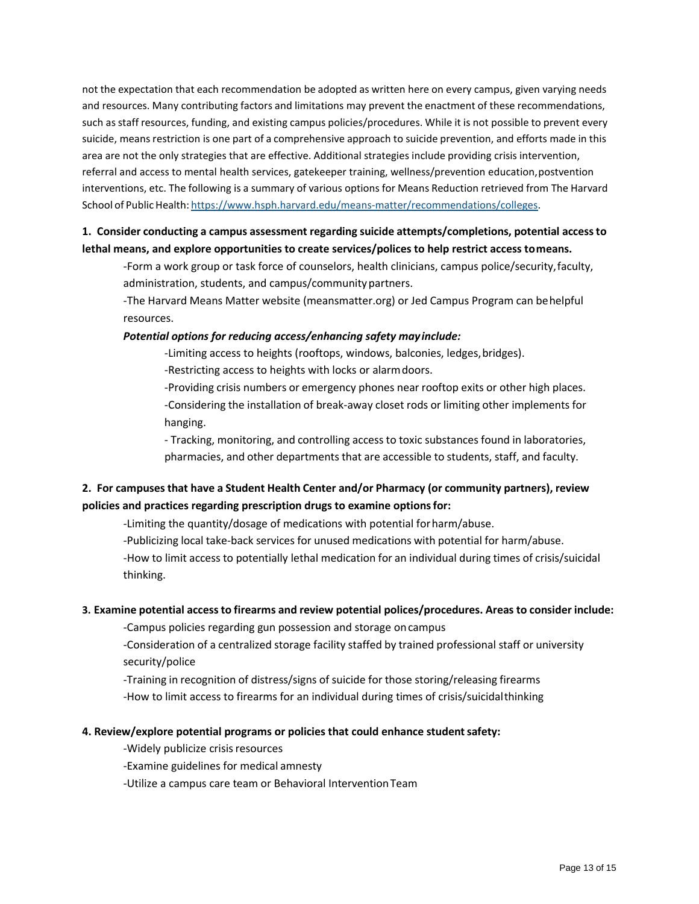not the expectation that each recommendation be adopted as written here on every campus, given varying needs and resources. Many contributing factors and limitations may prevent the enactment of these recommendations, such as staff resources, funding, and existing campus policies/procedures. While it is not possible to prevent every suicide, means restriction is one part of a comprehensive approach to suicide prevention, and efforts made in this area are not the only strategies that are effective. Additional strategies include providing crisis intervention, referral and access to mental health services, gatekeeper training, wellness/prevention education, postvention interventions, etc. The following is a summary of various options for Means Reduction retrieved from The Harvard School of Public Health: [https://www.hsph.harvard.edu/means-matter/recommendations/colleges](https://www.hsph.harvard.edu/means-matter/recommendations/colleges).

**1. Consider conducting a campus assessment regarding suicide attempts/completions, potential access to lethal means, and explore opportunities to create services/polices to help restrict access to means.**

> -Form a work group or task force of counselors, health clinicians, campus police/security, faculty, administration, students, and campus/community partners.
>
> -The Harvard Means Matter website (meansmatter.org) or Jed Campus Program can be helpful resources.
>
> ***Potential options for reducing access/enhancing safety may include:***
>
> > -Limiting access to heights (rooftops, windows, balconies, ledges, bridges).
> >
> > -Restricting access to heights with locks or alarm doors.
> >
> > -Providing crisis numbers or emergency phones near rooftop exits or other high places.
> >
> > -Considering the installation of break-away closet rods or limiting other implements for hanging.
> >
> > - Tracking, monitoring, and controlling access to toxic substances found in laboratories, pharmacies, and other departments that are accessible to students, staff, and faculty.

**2. For campuses that have a Student Health Center and/or Pharmacy (or community partners), review policies and practices regarding prescription drugs to examine options for:**

> -Limiting the quantity/dosage of medications with potential for harm/abuse.
>
> -Publicizing local take-back services for unused medications with potential for harm/abuse.
>
> -How to limit access to potentially lethal medication for an individual during times of crisis/suicidal thinking.

**3. Examine potential access to firearms and review potential polices/procedures. Areas to consider include:**

> -Campus policies regarding gun possession and storage on campus
>
> -Consideration of a centralized storage facility staffed by trained professional staff or university security/police
>
> -Training in recognition of distress/signs of suicide for those storing/releasing firearms
>
> -How to limit access to firearms for an individual during times of crisis/suicidal thinking

**4. Review/explore potential programs or policies that could enhance student safety:**

> -Widely publicize crisis resources
>
> -Examine guidelines for medical amnesty
>
> -Utilize a campus care team or Behavioral Intervention Team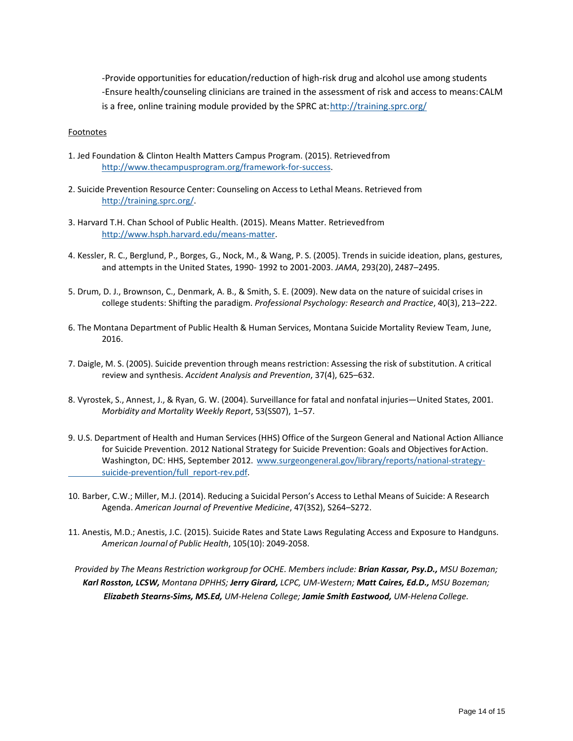-Provide opportunities for education/reduction of high-risk drug and alcohol use among students
-Ensure health/counseling clinicians are trained in the assessment of risk and access to means: CALM is a free, online training module provided by the SPRC at: http://training.sprc.org/

Footnotes

1. Jed Foundation & Clinton Health Matters Campus Program. (2015). Retrieved from http://www.thecampusprogram.org/framework-for-success.

2. Suicide Prevention Resource Center: Counseling on Access to Lethal Means. Retrieved from http://training.sprc.org/.

3. Harvard T.H. Chan School of Public Health. (2015). Means Matter. Retrieved from http://www.hsph.harvard.edu/means-matter.

4. Kessler, R. C., Berglund, P., Borges, G., Nock, M., & Wang, P. S. (2005). Trends in suicide ideation, plans, gestures, and attempts in the United States, 1990- 1992 to 2001-2003. *JAMA*, 293(20), 2487–2495.

5. Drum, D. J., Brownson, C., Denmark, A. B., & Smith, S. E. (2009). New data on the nature of suicidal crises in college students: Shifting the paradigm. *Professional Psychology: Research and Practice*, 40(3), 213–222.

6. The Montana Department of Public Health & Human Services, Montana Suicide Mortality Review Team, June, 2016.

7. Daigle, M. S. (2005). Suicide prevention through means restriction: Assessing the risk of substitution. A critical review and synthesis. *Accident Analysis and Prevention*, 37(4), 625–632.

8. Vyrostek, S., Annest, J., & Ryan, G. W. (2004). Surveillance for fatal and nonfatal injuries—United States, 2001. *Morbidity and Mortality Weekly Report*, 53(SS07), 1–57.

9. U.S. Department of Health and Human Services (HHS) Office of the Surgeon General and National Action Alliance for Suicide Prevention. 2012 National Strategy for Suicide Prevention: Goals and Objectives for Action. Washington, DC: HHS, September 2012. www.surgeongeneral.gov/library/reports/national-strategy-suicide-prevention/full_report-rev.pdf.

10. Barber, C.W.; Miller, M.J. (2014). Reducing a Suicidal Person's Access to Lethal Means of Suicide: A Research Agenda. *American Journal of Preventive Medicine*, 47(3S2), S264–S272.

11. Anestis, M.D.; Anestis, J.C. (2015). Suicide Rates and State Laws Regulating Access and Exposure to Handguns. *American Journal of Public Health*, 105(10): 2049-2058.

*Provided by The Means Restriction workgroup for OCHE. Members include:* ***Brian Kassar, Psy.D.,*** *MSU Bozeman;* ***Karl Rosston, LCSW,*** *Montana DPHHS;* ***Jerry Girard,*** *LCPC, UM-Western;* ***Matt Caires, Ed.D.,*** *MSU Bozeman;* ***Elizabeth Stearns-Sims, MS.Ed,*** *UM-Helena College;* ***Jamie Smith Eastwood,*** *UM-Helena College.*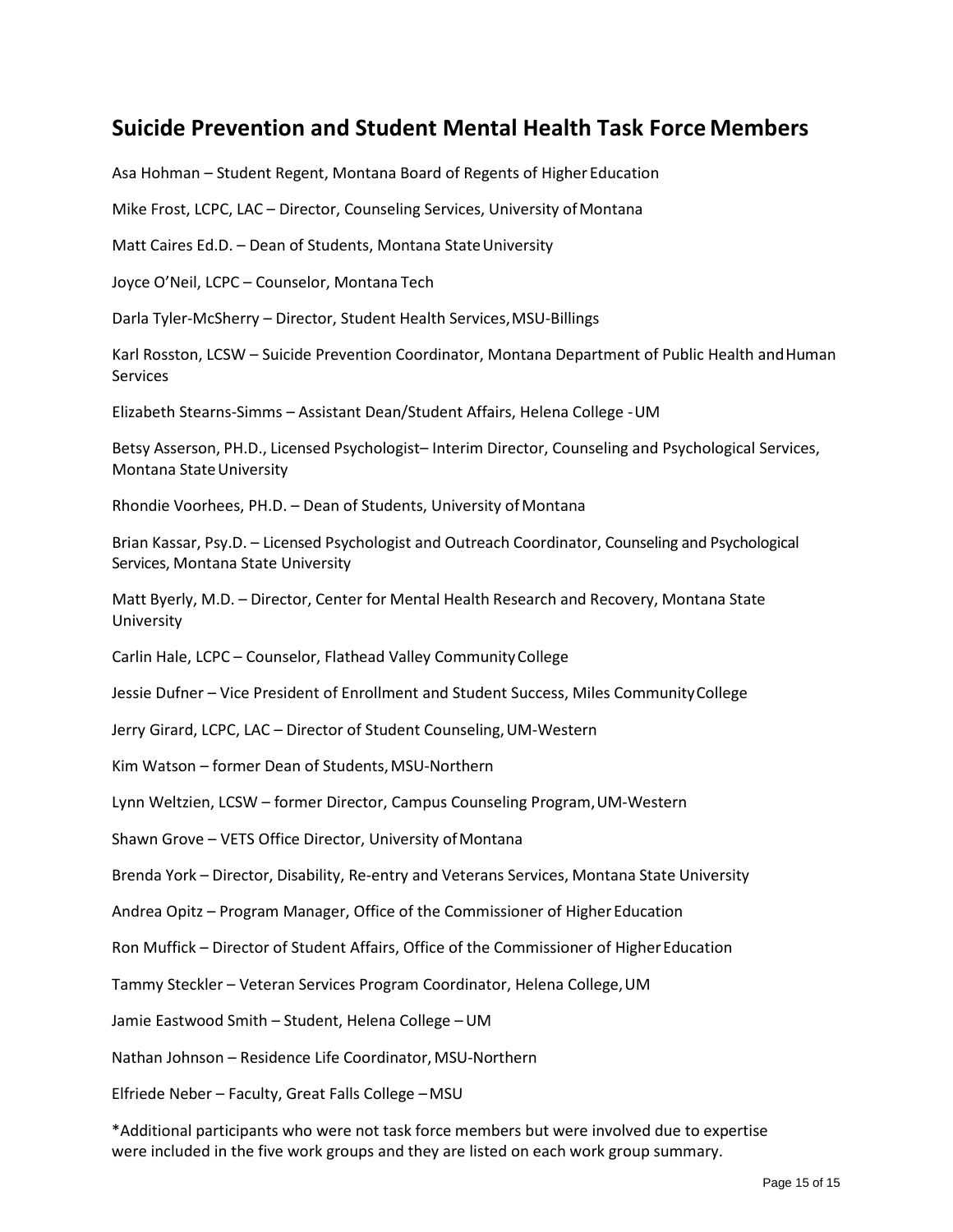## Suicide Prevention and Student Mental Health Task Force Members

Asa Hohman – Student Regent, Montana Board of Regents of Higher Education

Mike Frost, LCPC, LAC – Director, Counseling Services, University of Montana

Matt Caires Ed.D. – Dean of Students, Montana State University

Joyce O'Neil, LCPC – Counselor, Montana Tech

Darla Tyler-McSherry – Director, Student Health Services, MSU-Billings

Karl Rosston, LCSW – Suicide Prevention Coordinator, Montana Department of Public Health and Human Services

Elizabeth Stearns-Simms – Assistant Dean/Student Affairs, Helena College - UM

Betsy Asserson, PH.D., Licensed Psychologist– Interim Director, Counseling and Psychological Services, Montana State University

Rhondie Voorhees, PH.D. – Dean of Students, University of Montana

Brian Kassar, Psy.D. – Licensed Psychologist and Outreach Coordinator, Counseling and Psychological Services, Montana State University

Matt Byerly, M.D. – Director, Center for Mental Health Research and Recovery, Montana State University

Carlin Hale, LCPC – Counselor, Flathead Valley Community College

Jessie Dufner – Vice President of Enrollment and Student Success, Miles Community College

Jerry Girard, LCPC, LAC – Director of Student Counseling, UM-Western

Kim Watson – former Dean of Students, MSU-Northern

Lynn Weltzien, LCSW – former Director, Campus Counseling Program, UM-Western

Shawn Grove – VETS Office Director, University of Montana

Brenda York – Director, Disability, Re-entry and Veterans Services, Montana State University

Andrea Opitz – Program Manager, Office of the Commissioner of Higher Education

Ron Muffick – Director of Student Affairs, Office of the Commissioner of Higher Education

Tammy Steckler – Veteran Services Program Coordinator, Helena College, UM

Jamie Eastwood Smith – Student, Helena College – UM

Nathan Johnson – Residence Life Coordinator, MSU-Northern

Elfriede Neber – Faculty, Great Falls College – MSU

*Additional participants who were not task force members but were involved due to expertise were included in the five work groups and they are listed on each work group summary.